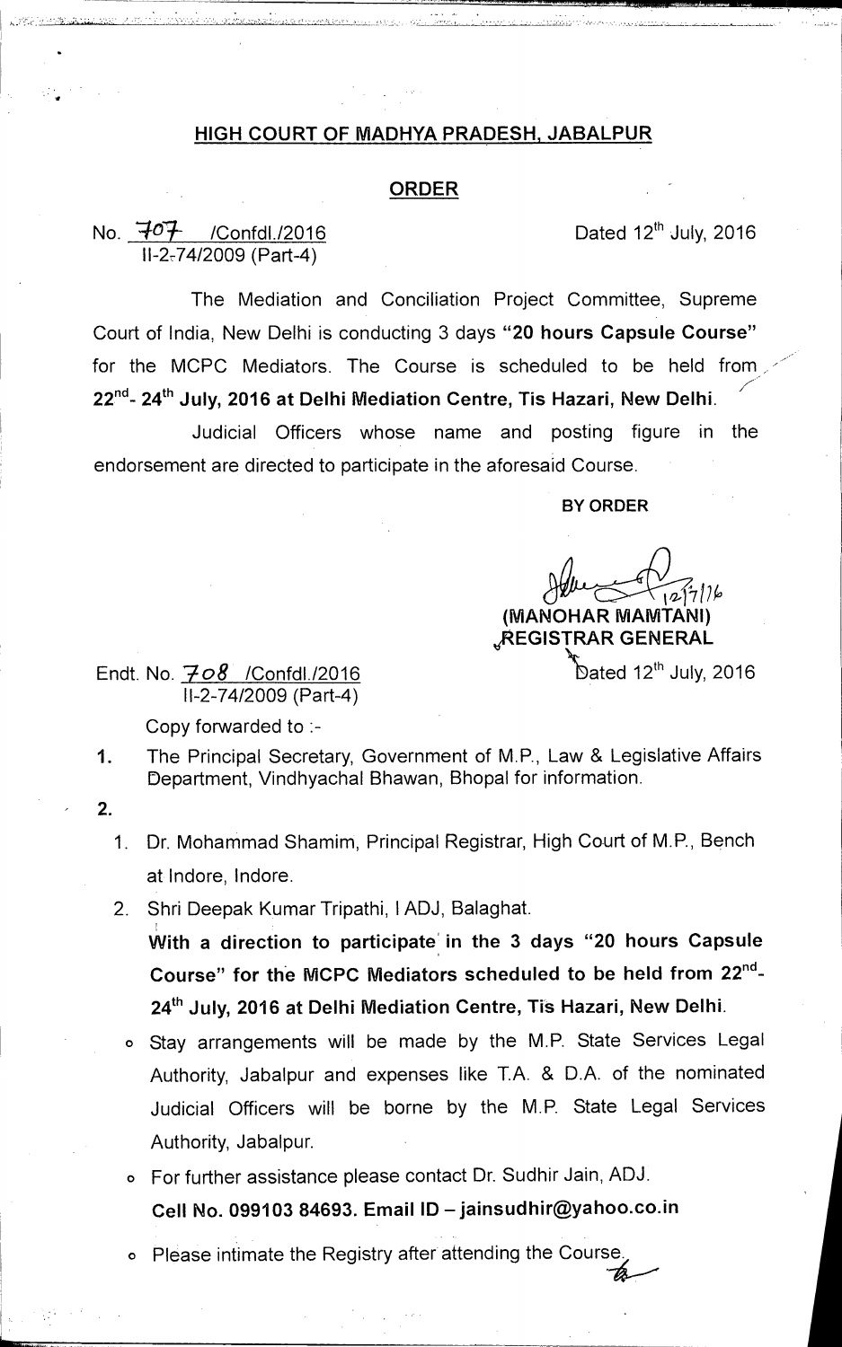# HIGH COURT OF MADHYA PRADESH, JABALPUR

## ORDER

No. 707 /Confdl./2016
II-2-74/2009 (Part-4)

Dated 12th July, 2016

The Mediation and Conciliation Project Committee, Supreme Court of India, New Delhi is conducting 3 days **"20 hours Capsule Course"** for the MCPC Mediators. The Course is scheduled to be held from **22nd- 24th July, 2016 at Delhi Mediation Centre, Tis Hazari, New Delhi.**

Judicial Officers whose name and posting figure in the endorsement are directed to participate in the aforesaid Course.

**BY ORDER**

12/7/16

**(MANOHAR MAMTANI)**
**REGISTRAR GENERAL**

Endt. No. 708 /Confdl./2016
II-2-74/2009 (Part-4)

Dated 12th July, 2016

Copy forwarded to :-

1. The Principal Secretary, Government of M.P., Law & Legislative Affairs Department, Vindhyachal Bhawan, Bhopal for information.
2.
   1. Dr. Mohammad Shamim, Principal Registrar, High Court of M.P., Bench at Indore, Indore.
   2. Shri Deepak Kumar Tripathi, I ADJ, Balaghat.

   **With a direction to participate in the 3 days "20 hours Capsule Course" for the MCPC Mediators scheduled to be held from 22nd-24th July, 2016 at Delhi Mediation Centre, Tis Hazari, New Delhi.**

   - Stay arrangements will be made by the M.P. State Services Legal Authority, Jabalpur and expenses like T.A. & D.A. of the nominated Judicial Officers will be borne by the M.P. State Legal Services Authority, Jabalpur.
   - For further assistance please contact Dr. Sudhir Jain, ADJ. **Cell No. 099103 84693. Email ID – jainsudhir@yahoo.co.in**
   - Please intimate the Registry after attending the Course.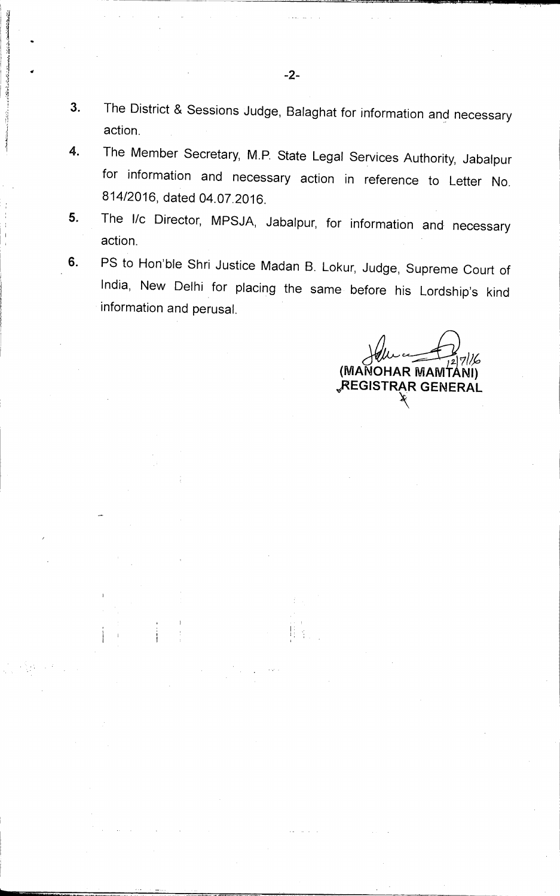3. The District & Sessions Judge, Balaghat for information and necessary action.

4. The Member Secretary, M.P. State Legal Services Authority, Jabalpur for information and necessary action in reference to Letter No. 814/2016, dated 04.07.2016.

5. The I/c Director, MPSJA, Jabalpur, for information and necessary action.

6. PS to Hon'ble Shri Justice Madan B. Lokur, Judge, Supreme Court of India, New Delhi for placing the same before his Lordship's kind information and perusal.

12/7/16

**(MANOHAR MAMTANI)**
**REGISTRAR GENERAL**